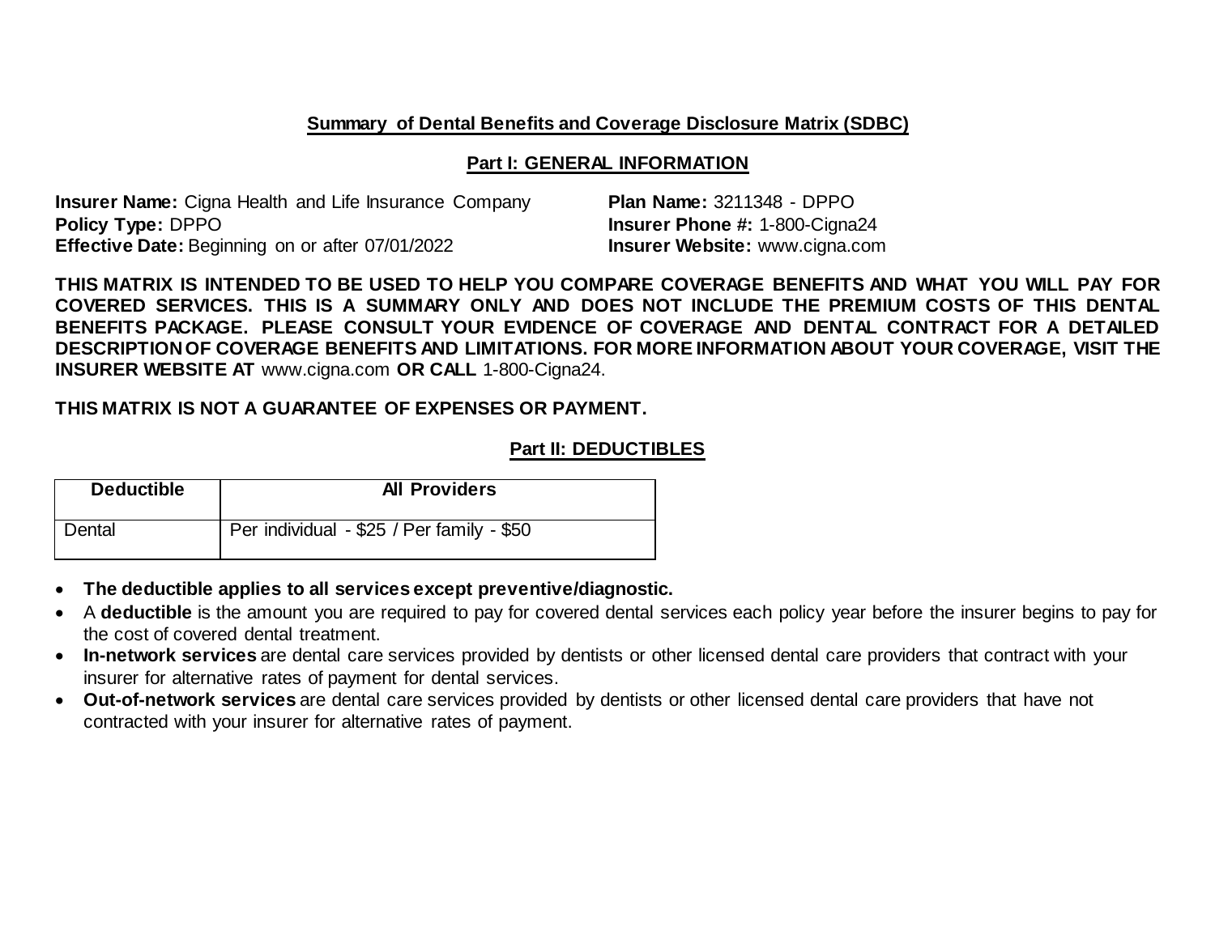# Summary of Dental Benefits and Coverage Disclosure Matrix (SDBC)

## Part I: GENERAL INFORMATION

**Insurer Name:** Cigna Health and Life Insurance Company
**Policy Type:** DPPO
**Effective Date:** Beginning on or after 07/01/2022

**Plan Name:** 3211348 - DPPO
**Insurer Phone #:** 1-800-Cigna24
**Insurer Website:** www.cigna.com

**THIS MATRIX IS INTENDED TO BE USED TO HELP YOU COMPARE COVERAGE BENEFITS AND WHAT YOU WILL PAY FOR COVERED SERVICES. THIS IS A SUMMARY ONLY AND DOES NOT INCLUDE THE PREMIUM COSTS OF THIS DENTAL BENEFITS PACKAGE. PLEASE CONSULT YOUR EVIDENCE OF COVERAGE AND DENTAL CONTRACT FOR A DETAILED DESCRIPTION OF COVERAGE BENEFITS AND LIMITATIONS. FOR MORE INFORMATION ABOUT YOUR COVERAGE, VISIT THE INSURER WEBSITE AT** www.cigna.com **OR CALL** 1-800-Cigna24.

**THIS MATRIX IS NOT A GUARANTEE OF EXPENSES OR PAYMENT.**

## Part II: DEDUCTIBLES

| Deductible | All Providers |
|---|---|
| Dental | Per individual - $25 / Per family - $50 |

- **The deductible applies to all services except preventive/diagnostic.**
- A **deductible** is the amount you are required to pay for covered dental services each policy year before the insurer begins to pay for the cost of covered dental treatment.
- **In-network services** are dental care services provided by dentists or other licensed dental care providers that contract with your insurer for alternative rates of payment for dental services.
- **Out-of-network services** are dental care services provided by dentists or other licensed dental care providers that have not contracted with your insurer for alternative rates of payment.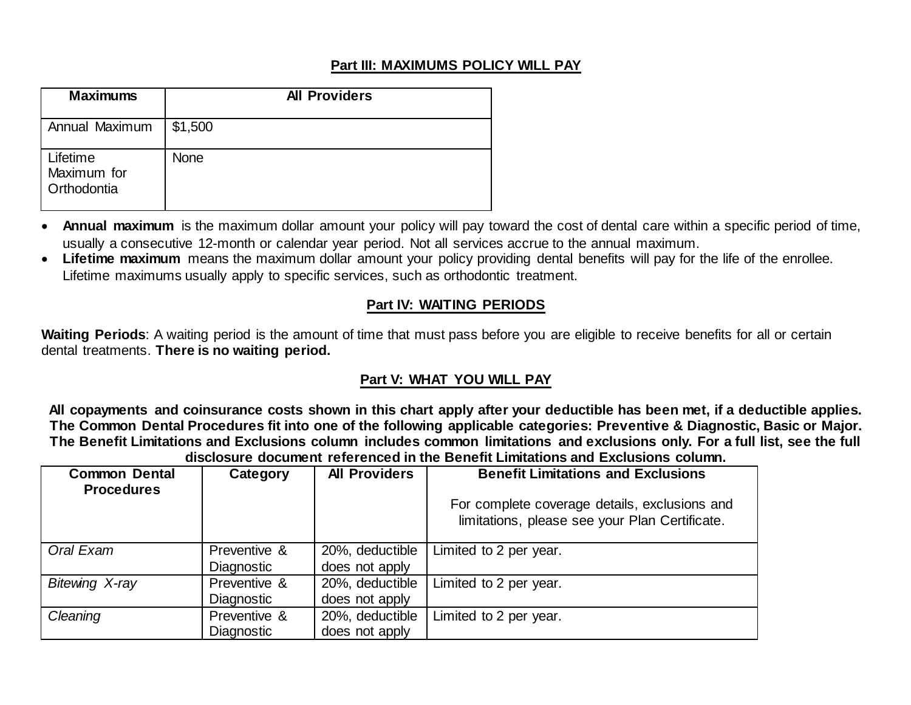## Part III: MAXIMUMS POLICY WILL PAY

| Maximums | All Providers |
| --- | --- |
| Annual Maximum | $1,500 |
| Lifetime Maximum for Orthodontia | None |

- **Annual maximum** is the maximum dollar amount your policy will pay toward the cost of dental care within a specific period of time, usually a consecutive 12-month or calendar year period. Not all services accrue to the annual maximum.
- **Lifetime maximum** means the maximum dollar amount your policy providing dental benefits will pay for the life of the enrollee. Lifetime maximums usually apply to specific services, such as orthodontic treatment.

## Part IV: WAITING PERIODS

**Waiting Periods**: A waiting period is the amount of time that must pass before you are eligible to receive benefits for all or certain dental treatments. **There is no waiting period.**

## Part V: WHAT YOU WILL PAY

**All copayments and coinsurance costs shown in this chart apply after your deductible has been met, if a deductible applies. The Common Dental Procedures fit into one of the following applicable categories: Preventive & Diagnostic, Basic or Major. The Benefit Limitations and Exclusions column includes common limitations and exclusions only. For a full list, see the full disclosure document referenced in the Benefit Limitations and Exclusions column.**

| Common Dental Procedures | Category | All Providers | Benefit Limitations and Exclusions<br><br>For complete coverage details, exclusions and limitations, please see your Plan Certificate. |
| --- | --- | --- | --- |
| *Oral Exam* | Preventive & Diagnostic | 20%, deductible does not apply | Limited to 2 per year. |
| *Bitewing X-ray* | Preventive & Diagnostic | 20%, deductible does not apply | Limited to 2 per year. |
| *Cleaning* | Preventive & Diagnostic | 20%, deductible does not apply | Limited to 2 per year. |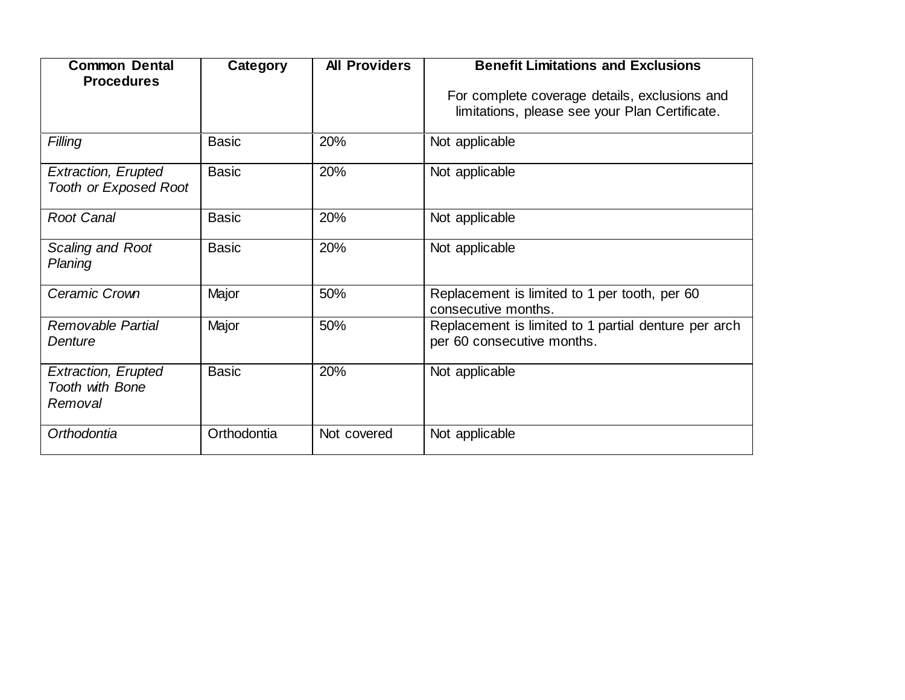| **Common Dental Procedures** | **Category** | **All Providers** | **Benefit Limitations and Exclusions** For complete coverage details, exclusions and limitations, please see your Plan Certificate. |
|---|---|---|---|
| *Filling* | Basic | 20% | Not applicable |
| *Extraction, Erupted Tooth or Exposed Root* | Basic | 20% | Not applicable |
| *Root Canal* | Basic | 20% | Not applicable |
| *Scaling and Root Planing* | Basic | 20% | Not applicable |
| *Ceramic Crown* | Major | 50% | Replacement is limited to 1 per tooth, per 60 consecutive months. |
| *Removable Partial Denture* | Major | 50% | Replacement is limited to 1 partial denture per arch per 60 consecutive months. |
| *Extraction, Erupted Tooth with Bone Removal* | Basic | 20% | Not applicable |
| *Orthodontia* | Orthodontia | Not covered | Not applicable |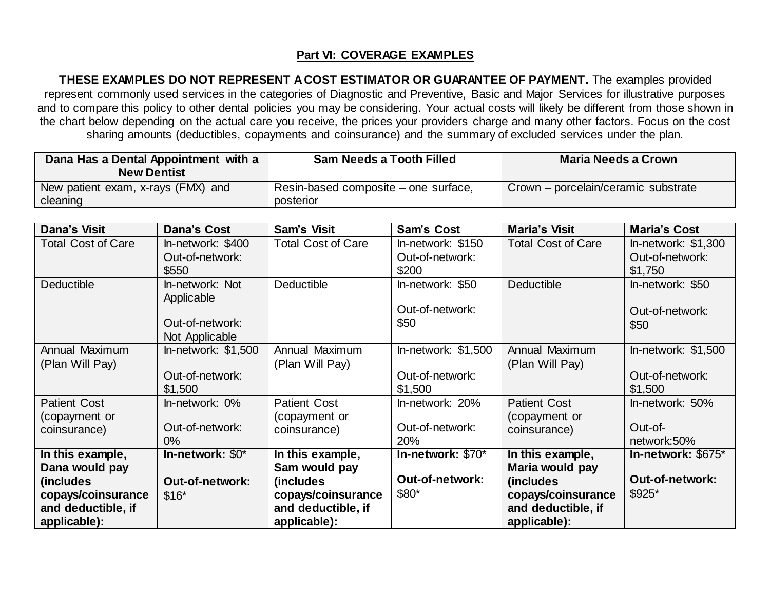## Part VI: COVERAGE EXAMPLES

**THESE EXAMPLES DO NOT REPRESENT A COST ESTIMATOR OR GUARANTEE OF PAYMENT.** The examples provided represent commonly used services in the categories of Diagnostic and Preventive, Basic and Major Services for illustrative purposes and to compare this policy to other dental policies you may be considering. Your actual costs will likely be different from those shown in the chart below depending on the actual care you receive, the prices your providers charge and many other factors. Focus on the cost sharing amounts (deductibles, copayments and coinsurance) and the summary of excluded services under the plan.

| Dana Has a Dental Appointment with a New Dentist | Sam Needs a Tooth Filled | Maria Needs a Crown |
|---|---|---|
| New patient exam, x-rays (FMX) and cleaning | Resin-based composite – one surface, posterior | Crown – porcelain/ceramic substrate |

| Dana's Visit | Dana's Cost | Sam's Visit | Sam's Cost | Maria's Visit | Maria's Cost |
|---|---|---|---|---|---|
| Total Cost of Care | In-network: $400<br>Out-of-network: $550 | Total Cost of Care | In-network: $150<br>Out-of-network: $200 | Total Cost of Care | In-network: $1,300<br>Out-of-network: $1,750 |
| Deductible | In-network: Not Applicable<br>Out-of-network: Not Applicable | Deductible | In-network: $50<br>Out-of-network: $50 | Deductible | In-network: $50<br>Out-of-network: $50 |
| Annual Maximum (Plan Will Pay) | In-network: $1,500<br>Out-of-network: $1,500 | Annual Maximum (Plan Will Pay) | In-network: $1,500<br>Out-of-network: $1,500 | Annual Maximum (Plan Will Pay) | In-network: $1,500<br>Out-of-network: $1,500 |
| Patient Cost (copayment or coinsurance) | In-network: 0%<br>Out-of-network: 0% | Patient Cost (copayment or coinsurance) | In-network: 20%<br>Out-of-network: 20% | Patient Cost (copayment or coinsurance) | In-network: 50%<br>Out-of-network:50% |
| **In this example, Dana would pay (includes copays/coinsurance and deductible, if applicable):** | **In-network:** $0*<br>**Out-of-network:** $16* | **In this example, Sam would pay (includes copays/coinsurance and deductible, if applicable):** | **In-network:** $70*<br>**Out-of-network:** $80* | **In this example, Maria would pay (includes copays/coinsurance and deductible, if applicable):** | **In-network:** $675*<br>**Out-of-network:** $925* |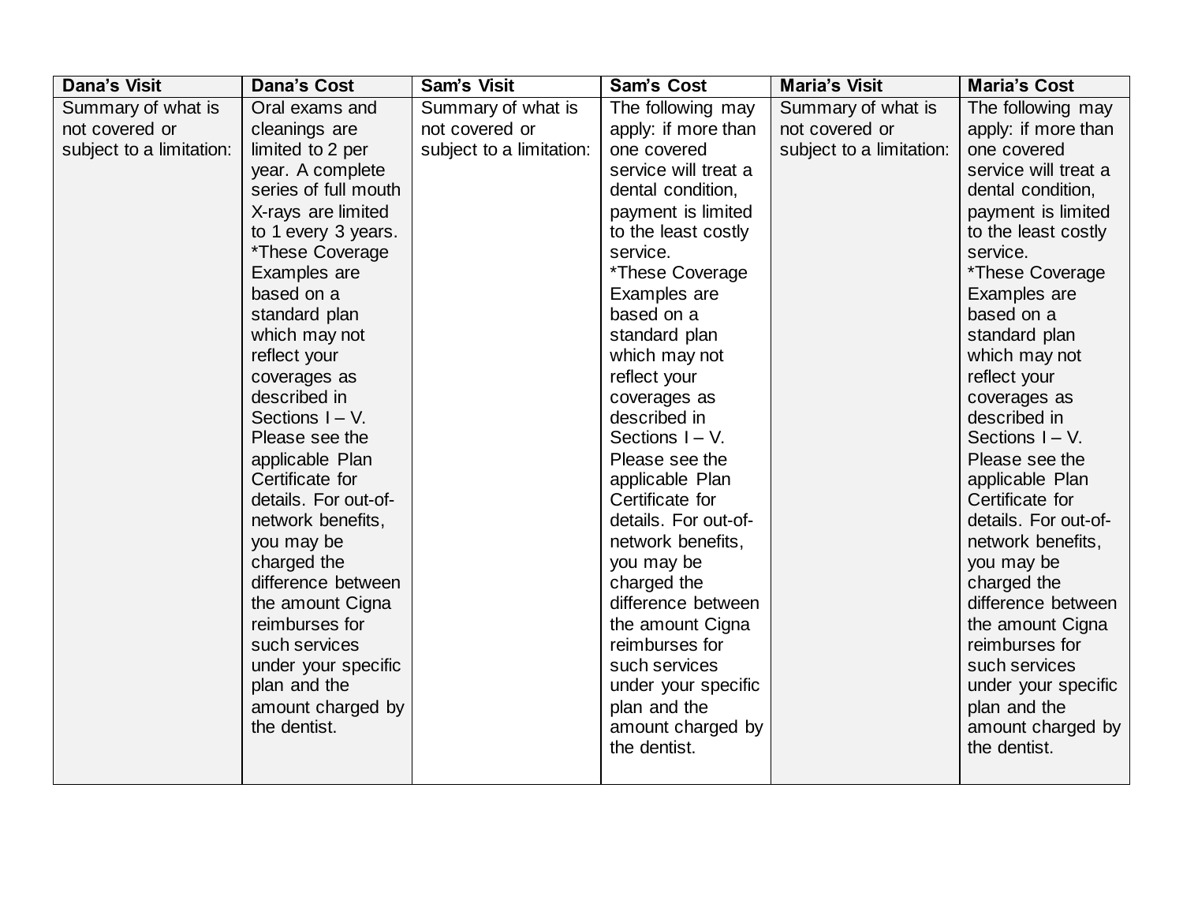| Dana's Visit | Dana's Cost | Sam's Visit | Sam's Cost | Maria's Visit | Maria's Cost |
|---|---|---|---|---|---|
| Summary of what is not covered or subject to a limitation: | Oral exams and cleanings are limited to 2 per year. A complete series of full mouth X-rays are limited to 1 every 3 years. *These Coverage Examples are based on a standard plan which may not reflect your coverages as described in Sections I – V. Please see the applicable Plan Certificate for details. For out-of-network benefits, you may be charged the difference between the amount Cigna reimburses for such services under your specific plan and the amount charged by the dentist. | Summary of what is not covered or subject to a limitation: | The following may apply: if more than one covered service will treat a dental condition, payment is limited to the least costly service. *These Coverage Examples are based on a standard plan which may not reflect your coverages as described in Sections I – V. Please see the applicable Plan Certificate for details. For out-of-network benefits, you may be charged the difference between the amount Cigna reimburses for such services under your specific plan and the amount charged by the dentist. | Summary of what is not covered or subject to a limitation: | The following may apply: if more than one covered service will treat a dental condition, payment is limited to the least costly service. *These Coverage Examples are based on a standard plan which may not reflect your coverages as described in Sections I – V. Please see the applicable Plan Certificate for details. For out-of-network benefits, you may be charged the difference between the amount Cigna reimburses for such services under your specific plan and the amount charged by the dentist. |